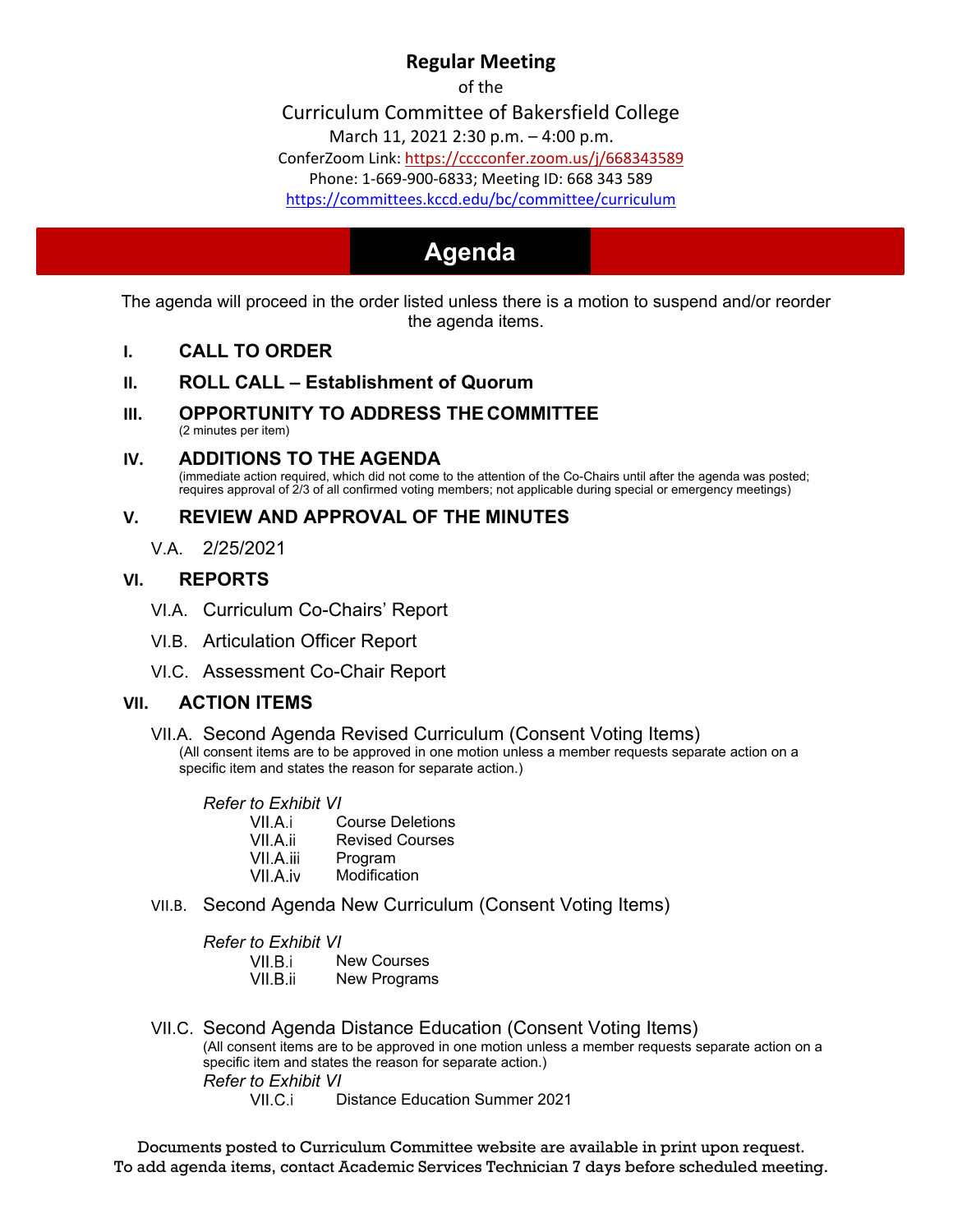**Regular Meeting**

of the

Curriculum Committee of Bakersfield College

March 11, 2021 2:30 p.m. – 4:00 p.m.

ConferZoom Link: https://cccconfer.zoom.us/j/668343589

Phone: 1-669-900-6833; Meeting ID: 668 343 589

https://committees.kccd.edu/bc/committee/curriculum

# Agenda

The agenda will proceed in the order listed unless there is a motion to suspend and/or reorder the agenda items.

## I. CALL TO ORDER

## II. ROLL CALL – Establishment of Quorum

## III. OPPORTUNITY TO ADDRESS THE COMMITTEE

(2 minutes per item)

## IV. ADDITIONS TO THE AGENDA

(immediate action required, which did not come to the attention of the Co-Chairs until after the agenda was posted; requires approval of 2/3 of all confirmed voting members; not applicable during special or emergency meetings)

## V. REVIEW AND APPROVAL OF THE MINUTES

V.A. 2/25/2021

## VI. REPORTS

VI.A. Curriculum Co-Chairs' Report

VI.B. Articulation Officer Report

VI.C. Assessment Co-Chair Report

## VII. ACTION ITEMS

VII.A. Second Agenda Revised Curriculum (Consent Voting Items)

(All consent items are to be approved in one motion unless a member requests separate action on a specific item and states the reason for separate action.)

*Refer to Exhibit VI*

- VII.A.i Course Deletions
- VII.A.ii Revised Courses
- VII.A.iii Program
- VII.A.iv Modification

VII.B. Second Agenda New Curriculum (Consent Voting Items)

*Refer to Exhibit VI*

- VII.B.i New Courses
- VII.B.ii New Programs

VII.C. Second Agenda Distance Education (Consent Voting Items)

(All consent items are to be approved in one motion unless a member requests separate action on a specific item and states the reason for separate action.)

*Refer to Exhibit VI*

- VII.C.i Distance Education Summer 2021

Documents posted to Curriculum Committee website are available in print upon request.
To add agenda items, contact Academic Services Technician 7 days before scheduled meeting.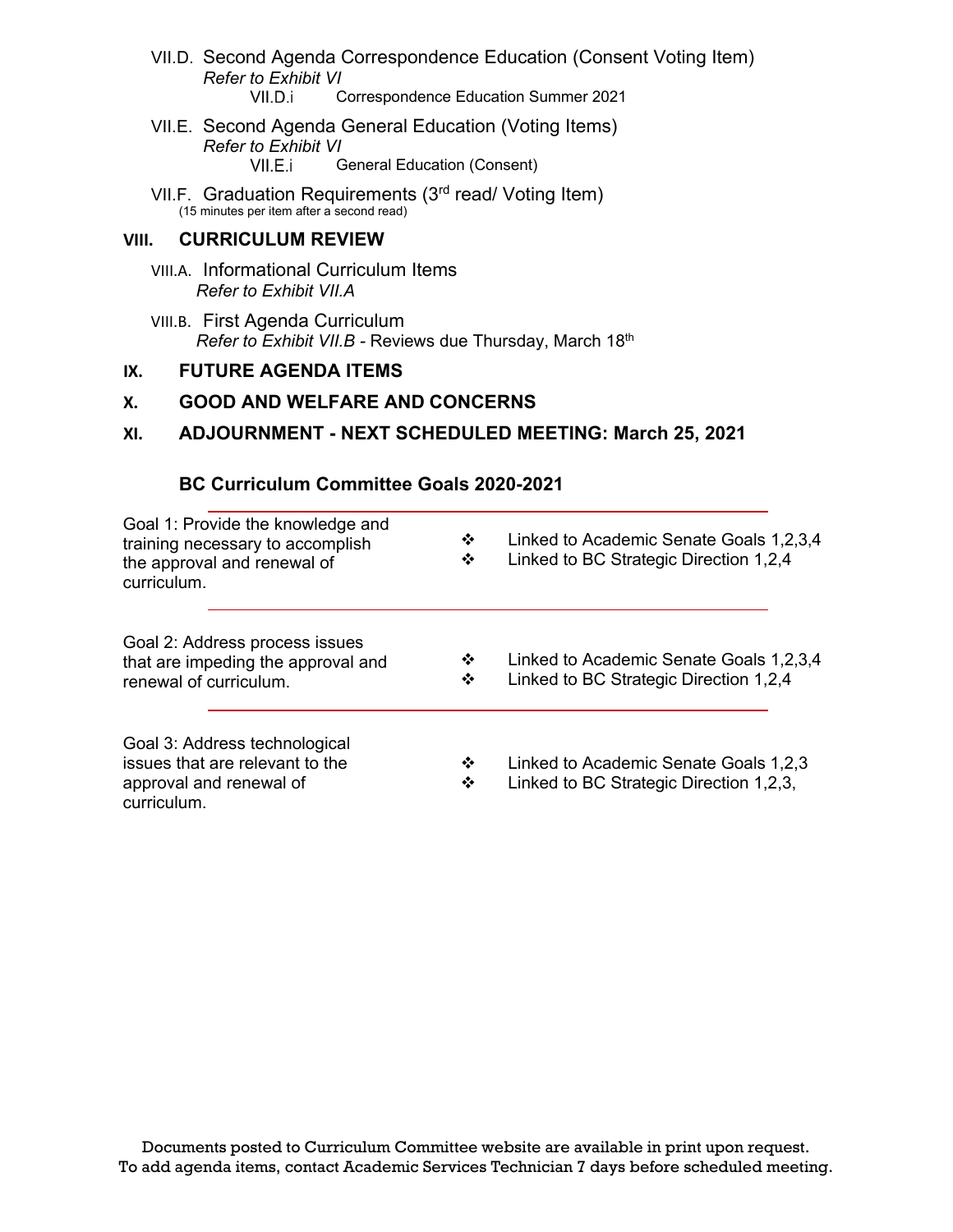VII.D. Second Agenda Correspondence Education (Consent Voting Item)
*Refer to Exhibit VI*
VII.D.i Correspondence Education Summer 2021

VII.E. Second Agenda General Education (Voting Items)
*Refer to Exhibit VI*
VII.E.i General Education (Consent)

VII.F. Graduation Requirements (3rd read/ Voting Item)
(15 minutes per item after a second read)

## VIII. CURRICULUM REVIEW

VIII.A. Informational Curriculum Items
*Refer to Exhibit VII.A*

VIII.B. First Agenda Curriculum
*Refer to Exhibit VII.B* - Reviews due Thursday, March 18th

## IX. FUTURE AGENDA ITEMS

## X. GOOD AND WELFARE AND CONCERNS

## XI. ADJOURNMENT - NEXT SCHEDULED MEETING: March 25, 2021

### BC Curriculum Committee Goals 2020-2021

| | |
|---|---|
| Goal 1: Provide the knowledge and training necessary to accomplish the approval and renewal of curriculum. | ❖ Linked to Academic Senate Goals 1,2,3,4<br>❖ Linked to BC Strategic Direction 1,2,4 |
| Goal 2: Address process issues that are impeding the approval and renewal of curriculum. | ❖ Linked to Academic Senate Goals 1,2,3,4<br>❖ Linked to BC Strategic Direction 1,2,4 |
| Goal 3: Address technological issues that are relevant to the approval and renewal of curriculum. | ❖ Linked to Academic Senate Goals 1,2,3<br>❖ Linked to BC Strategic Direction 1,2,3, |

Documents posted to Curriculum Committee website are available in print upon request.
To add agenda items, contact Academic Services Technician 7 days before scheduled meeting.